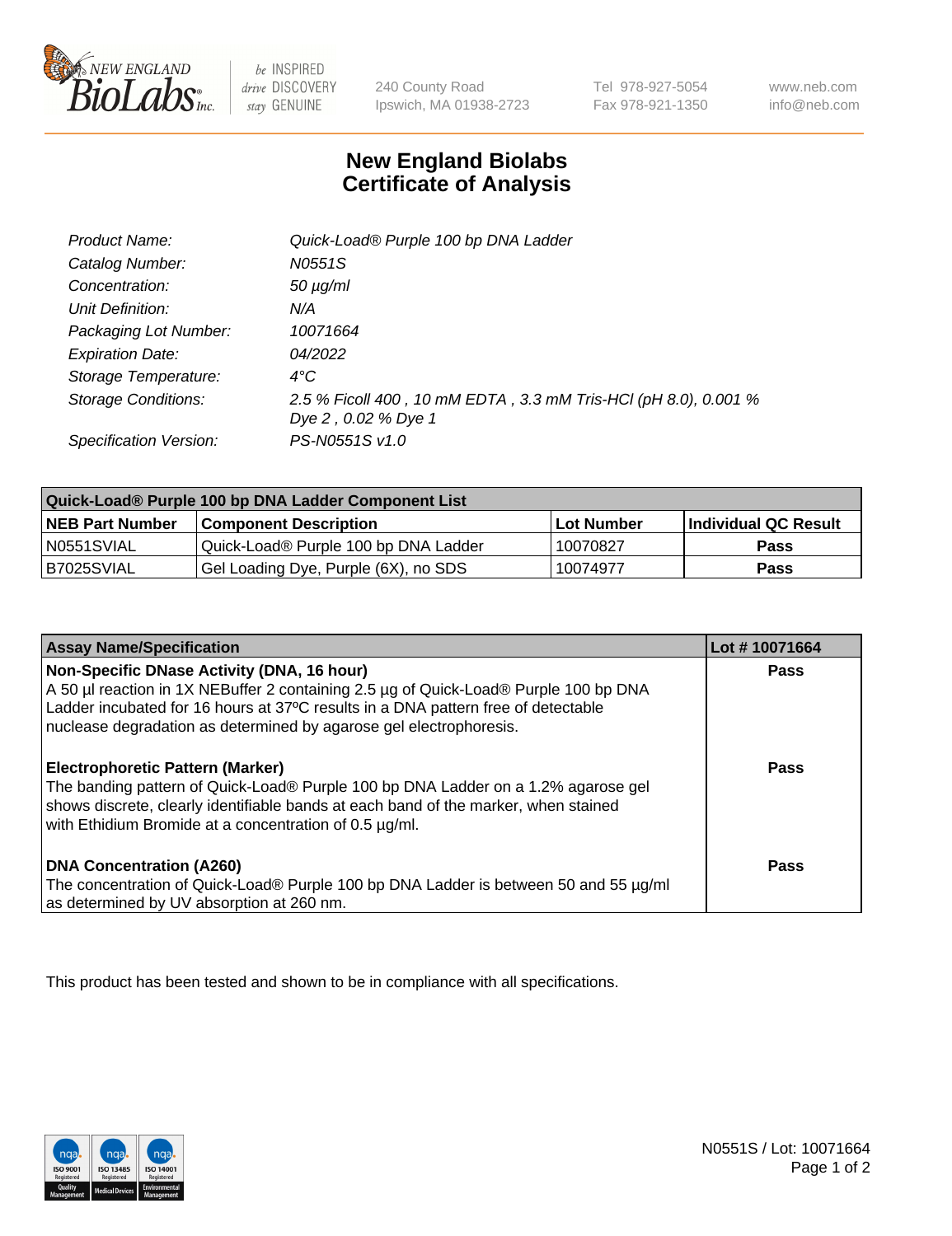# New England Biolabs Certificate of Analysis

| | |
|---|---|
| *Product Name:* | *Quick-Load® Purple 100 bp DNA Ladder* |
| *Catalog Number:* | *N0551S* |
| *Concentration:* | *50 µg/ml* |
| *Unit Definition:* | *N/A* |
| *Packaging Lot Number:* | *10071664* |
| *Expiration Date:* | *04/2022* |
| *Storage Temperature:* | *4°C* |
| *Storage Conditions:* | *2.5 % Ficoll 400 , 10 mM EDTA , 3.3 mM Tris-HCl (pH 8.0), 0.001 % Dye 2 , 0.02 % Dye 1* |
| *Specification Version:* | *PS-N0551S v1.0* |

| Quick-Load® Purple 100 bp DNA Ladder Component List | | | |
|---|---|---|---|
| **NEB Part Number** | **Component Description** | **Lot Number** | **Individual QC Result** |
| N0551SVIAL | Quick-Load® Purple 100 bp DNA Ladder | 10070827 | **Pass** |
| B7025SVIAL | Gel Loading Dye, Purple (6X), no SDS | 10074977 | **Pass** |

| Assay Name/Specification | Lot # 10071664 |
|---|---|
| **Non-Specific DNase Activity (DNA, 16 hour)** A 50 µl reaction in 1X NEBuffer 2 containing 2.5 µg of Quick-Load® Purple 100 bp DNA Ladder incubated for 16 hours at 37ºC results in a DNA pattern free of detectable nuclease degradation as determined by agarose gel electrophoresis. | **Pass** |
| **Electrophoretic Pattern (Marker)** The banding pattern of Quick-Load® Purple 100 bp DNA Ladder on a 1.2% agarose gel shows discrete, clearly identifiable bands at each band of the marker, when stained with Ethidium Bromide at a concentration of 0.5 µg/ml. | **Pass** |
| **DNA Concentration (A260)** The concentration of Quick-Load® Purple 100 bp DNA Ladder is between 50 and 55 µg/ml as determined by UV absorption at 260 nm. | **Pass** |

This product has been tested and shown to be in compliance with all specifications.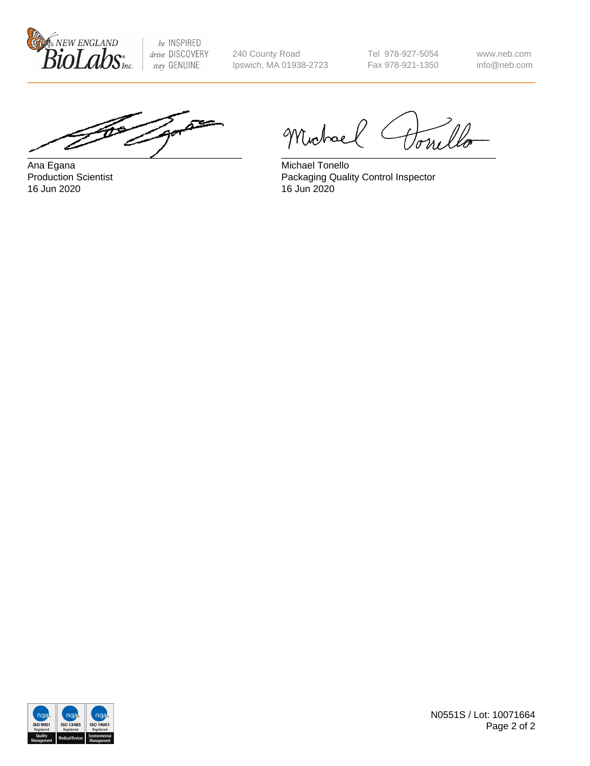Ana Egana
Production Scientist
16 Jun 2020

Michael Tonello
Packaging Quality Control Inspector
16 Jun 2020